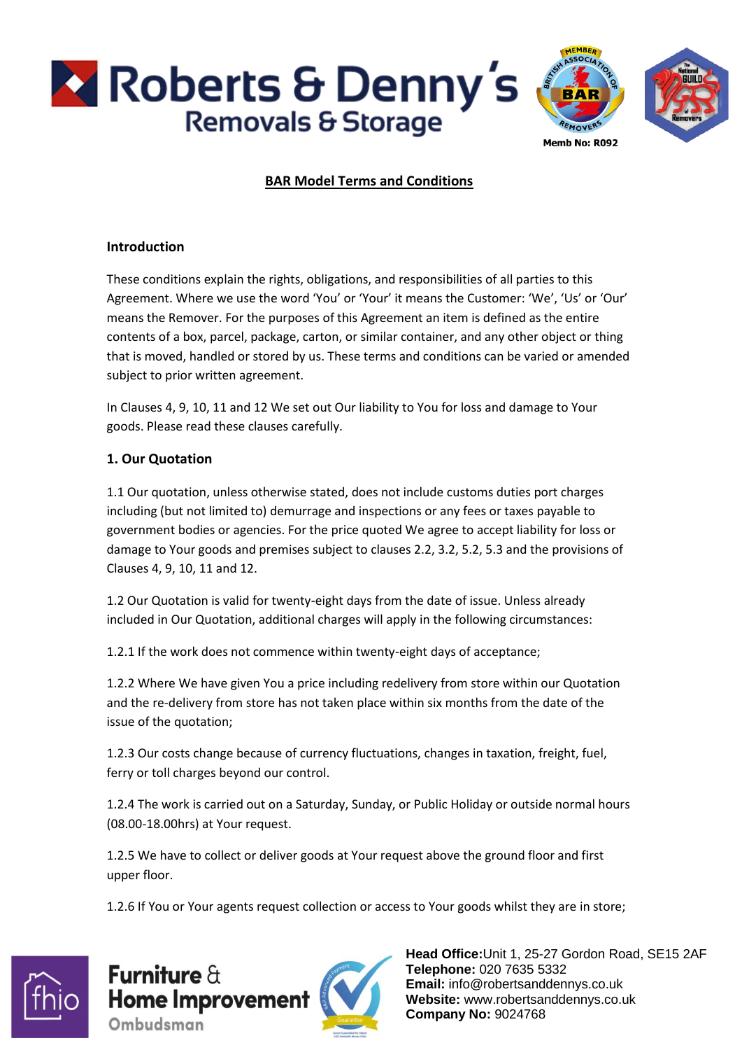# BAR Model Terms and Conditions

## Introduction

These conditions explain the rights, obligations, and responsibilities of all parties to this Agreement. Where we use the word 'You' or 'Your' it means the Customer: 'We', 'Us' or 'Our' means the Remover. For the purposes of this Agreement an item is defined as the entire contents of a box, parcel, package, carton, or similar container, and any other object or thing that is moved, handled or stored by us. These terms and conditions can be varied or amended subject to prior written agreement.

In Clauses 4, 9, 10, 11 and 12 We set out Our liability to You for loss and damage to Your goods. Please read these clauses carefully.

## 1. Our Quotation

1.1 Our quotation, unless otherwise stated, does not include customs duties port charges including (but not limited to) demurrage and inspections or any fees or taxes payable to government bodies or agencies. For the price quoted We agree to accept liability for loss or damage to Your goods and premises subject to clauses 2.2, 3.2, 5.2, 5.3 and the provisions of Clauses 4, 9, 10, 11 and 12.

1.2 Our Quotation is valid for twenty-eight days from the date of issue. Unless already included in Our Quotation, additional charges will apply in the following circumstances:

1.2.1 If the work does not commence within twenty-eight days of acceptance;

1.2.2 Where We have given You a price including redelivery from store within our Quotation and the re-delivery from store has not taken place within six months from the date of the issue of the quotation;

1.2.3 Our costs change because of currency fluctuations, changes in taxation, freight, fuel, ferry or toll charges beyond our control.

1.2.4 The work is carried out on a Saturday, Sunday, or Public Holiday or outside normal hours (08.00-18.00hrs) at Your request.

1.2.5 We have to collect or deliver goods at Your request above the ground floor and first upper floor.

1.2.6 If You or Your agents request collection or access to Your goods whilst they are in store;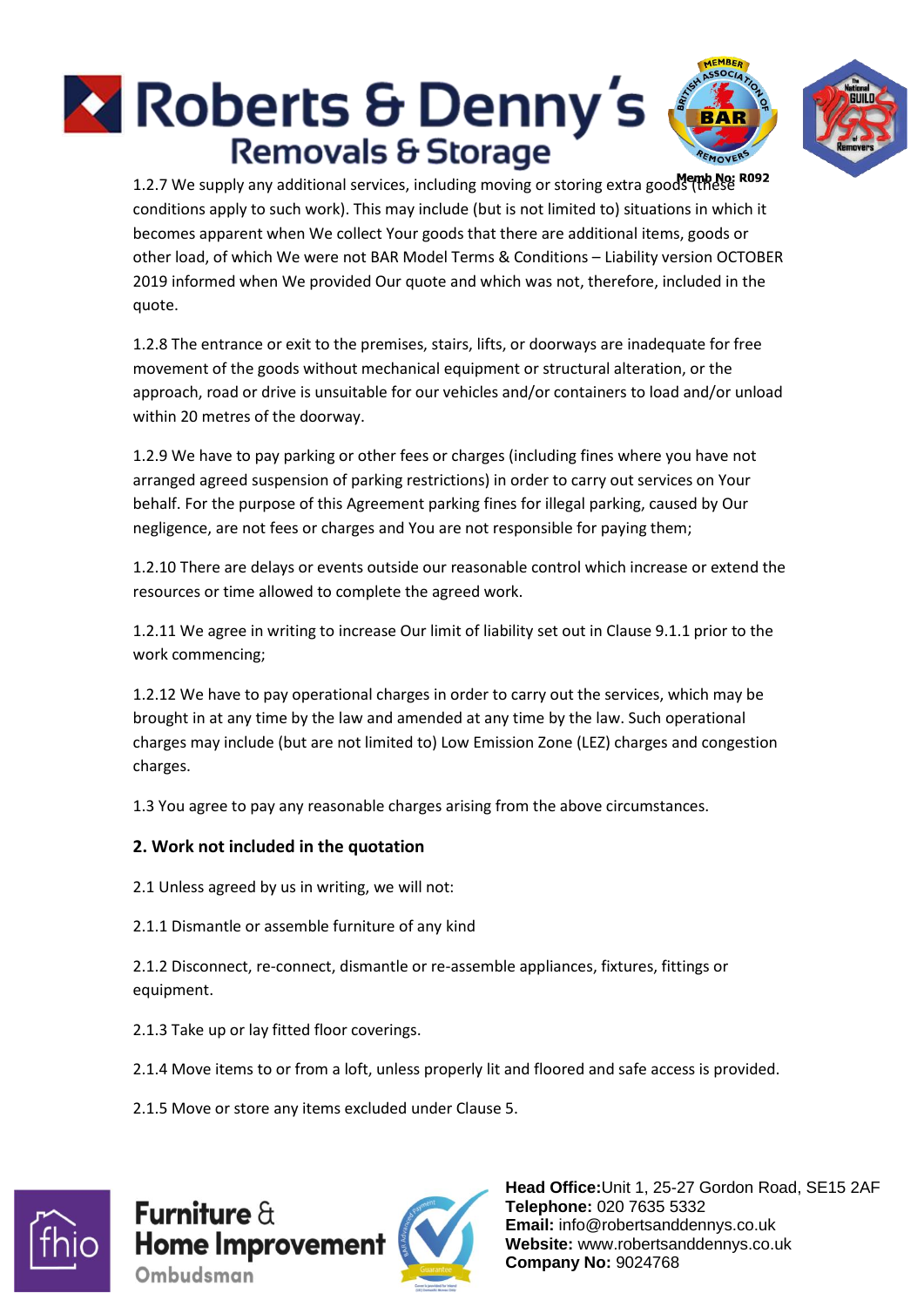1.2.7 We supply any additional services, including moving or storing extra goods (these conditions apply to such work). This may include (but is not limited to) situations in which it becomes apparent when We collect Your goods that there are additional items, goods or other load, of which We were not BAR Model Terms & Conditions – Liability version OCTOBER 2019 informed when We provided Our quote and which was not, therefore, included in the quote.

1.2.8 The entrance or exit to the premises, stairs, lifts, or doorways are inadequate for free movement of the goods without mechanical equipment or structural alteration, or the approach, road or drive is unsuitable for our vehicles and/or containers to load and/or unload within 20 metres of the doorway.

1.2.9 We have to pay parking or other fees or charges (including fines where you have not arranged agreed suspension of parking restrictions) in order to carry out services on Your behalf. For the purpose of this Agreement parking fines for illegal parking, caused by Our negligence, are not fees or charges and You are not responsible for paying them;

1.2.10 There are delays or events outside our reasonable control which increase or extend the resources or time allowed to complete the agreed work.

1.2.11 We agree in writing to increase Our limit of liability set out in Clause 9.1.1 prior to the work commencing;

1.2.12 We have to pay operational charges in order to carry out the services, which may be brought in at any time by the law and amended at any time by the law. Such operational charges may include (but are not limited to) Low Emission Zone (LEZ) charges and congestion charges.

1.3 You agree to pay any reasonable charges arising from the above circumstances.

**2. Work not included in the quotation**

2.1 Unless agreed by us in writing, we will not:

2.1.1 Dismantle or assemble furniture of any kind

2.1.2 Disconnect, re-connect, dismantle or re-assemble appliances, fixtures, fittings or equipment.

2.1.3 Take up or lay fitted floor coverings.

2.1.4 Move items to or from a loft, unless properly lit and floored and safe access is provided.

2.1.5 Move or store any items excluded under Clause 5.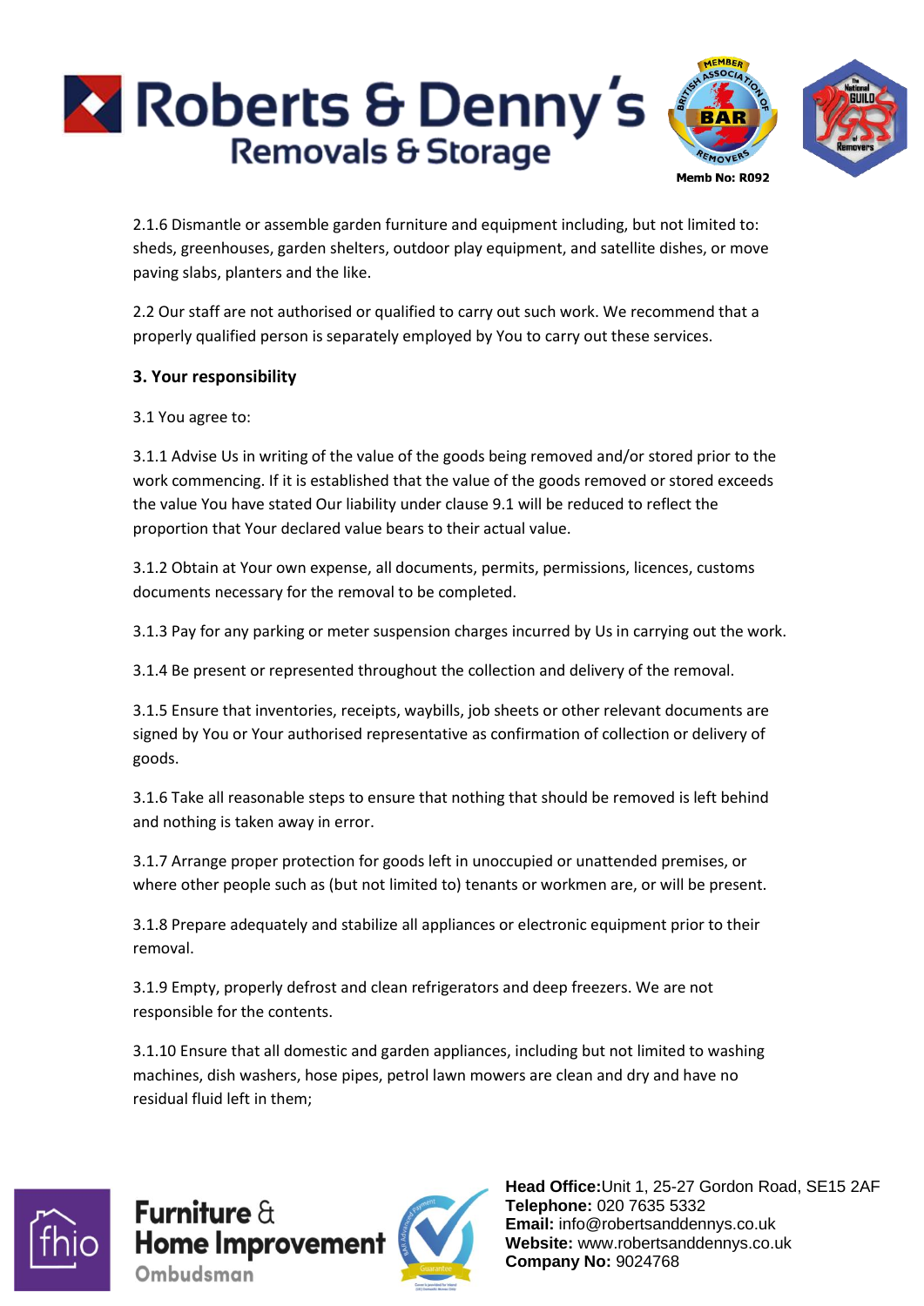2.1.6 Dismantle or assemble garden furniture and equipment including, but not limited to: sheds, greenhouses, garden shelters, outdoor play equipment, and satellite dishes, or move paving slabs, planters and the like.

2.2 Our staff are not authorised or qualified to carry out such work. We recommend that a properly qualified person is separately employed by You to carry out these services.

**3. Your responsibility**

3.1 You agree to:

3.1.1 Advise Us in writing of the value of the goods being removed and/or stored prior to the work commencing. If it is established that the value of the goods removed or stored exceeds the value You have stated Our liability under clause 9.1 will be reduced to reflect the proportion that Your declared value bears to their actual value.

3.1.2 Obtain at Your own expense, all documents, permits, permissions, licences, customs documents necessary for the removal to be completed.

3.1.3 Pay for any parking or meter suspension charges incurred by Us in carrying out the work.

3.1.4 Be present or represented throughout the collection and delivery of the removal.

3.1.5 Ensure that inventories, receipts, waybills, job sheets or other relevant documents are signed by You or Your authorised representative as confirmation of collection or delivery of goods.

3.1.6 Take all reasonable steps to ensure that nothing that should be removed is left behind and nothing is taken away in error.

3.1.7 Arrange proper protection for goods left in unoccupied or unattended premises, or where other people such as (but not limited to) tenants or workmen are, or will be present.

3.1.8 Prepare adequately and stabilize all appliances or electronic equipment prior to their removal.

3.1.9 Empty, properly defrost and clean refrigerators and deep freezers. We are not responsible for the contents.

3.1.10 Ensure that all domestic and garden appliances, including but not limited to washing machines, dish washers, hose pipes, petrol lawn mowers are clean and dry and have no residual fluid left in them;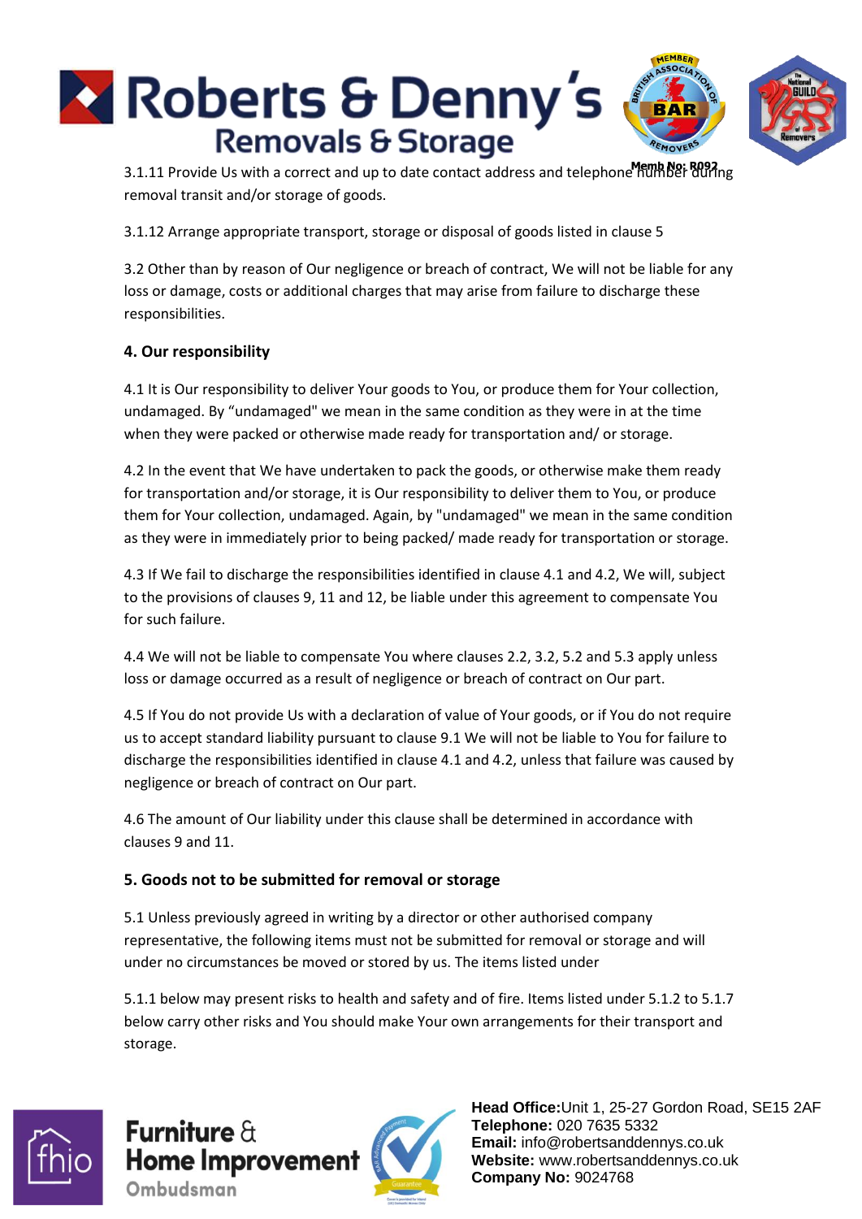3.1.11 Provide Us with a correct and up to date contact address and telephone number during removal transit and/or storage of goods.

3.1.12 Arrange appropriate transport, storage or disposal of goods listed in clause 5

3.2 Other than by reason of Our negligence or breach of contract, We will not be liable for any loss or damage, costs or additional charges that may arise from failure to discharge these responsibilities.

**4. Our responsibility**

4.1 It is Our responsibility to deliver Your goods to You, or produce them for Your collection, undamaged. By "undamaged" we mean in the same condition as they were in at the time when they were packed or otherwise made ready for transportation and/ or storage.

4.2 In the event that We have undertaken to pack the goods, or otherwise make them ready for transportation and/or storage, it is Our responsibility to deliver them to You, or produce them for Your collection, undamaged. Again, by "undamaged" we mean in the same condition as they were in immediately prior to being packed/ made ready for transportation or storage.

4.3 If We fail to discharge the responsibilities identified in clause 4.1 and 4.2, We will, subject to the provisions of clauses 9, 11 and 12, be liable under this agreement to compensate You for such failure.

4.4 We will not be liable to compensate You where clauses 2.2, 3.2, 5.2 and 5.3 apply unless loss or damage occurred as a result of negligence or breach of contract on Our part.

4.5 If You do not provide Us with a declaration of value of Your goods, or if You do not require us to accept standard liability pursuant to clause 9.1 We will not be liable to You for failure to discharge the responsibilities identified in clause 4.1 and 4.2, unless that failure was caused by negligence or breach of contract on Our part.

4.6 The amount of Our liability under this clause shall be determined in accordance with clauses 9 and 11.

**5. Goods not to be submitted for removal or storage**

5.1 Unless previously agreed in writing by a director or other authorised company representative, the following items must not be submitted for removal or storage and will under no circumstances be moved or stored by us. The items listed under

5.1.1 below may present risks to health and safety and of fire. Items listed under 5.1.2 to 5.1.7 below carry other risks and You should make Your own arrangements for their transport and storage.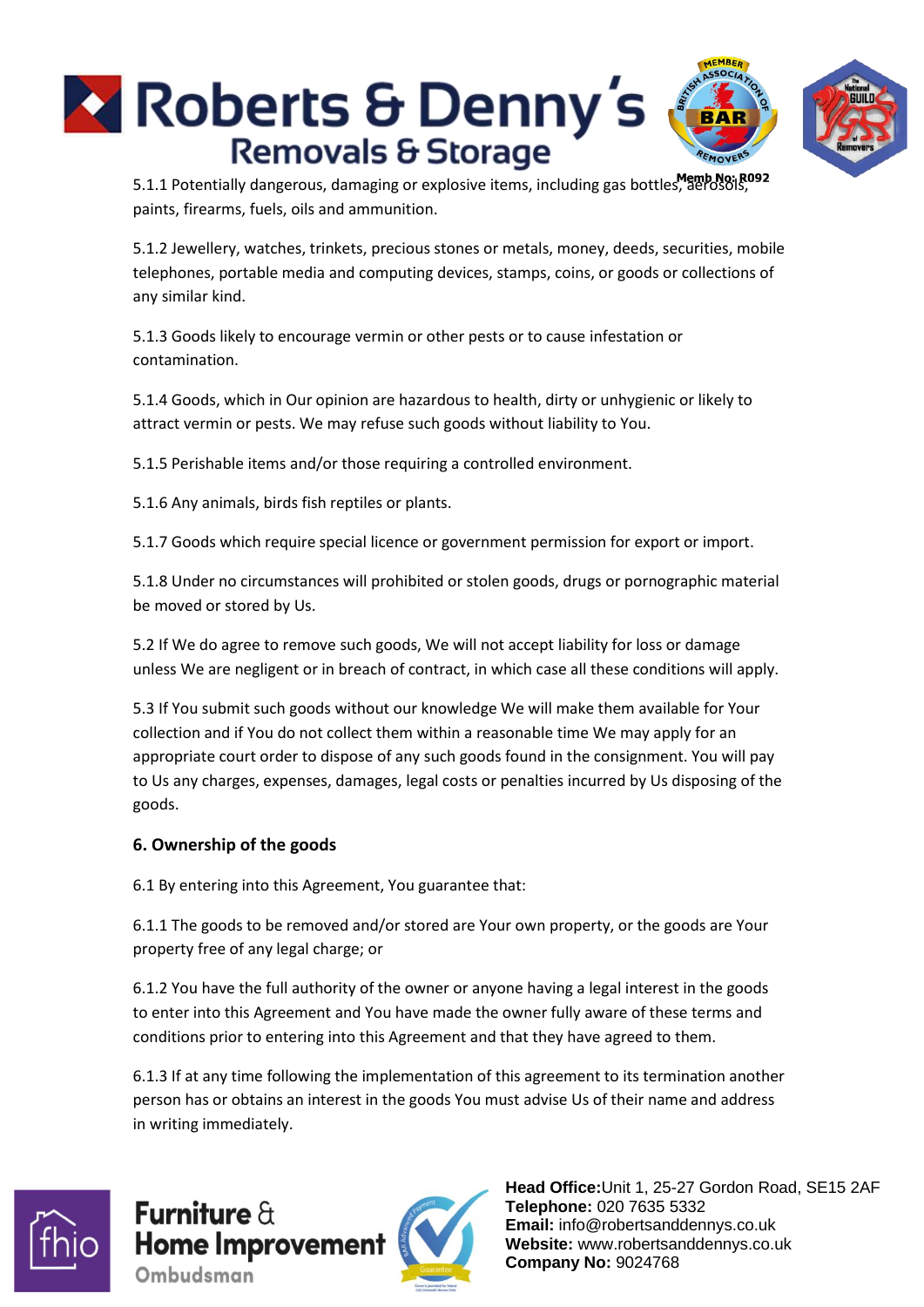5.1.1 Potentially dangerous, damaging or explosive items, including gas bottles, aerosols, paints, firearms, fuels, oils and ammunition.

5.1.2 Jewellery, watches, trinkets, precious stones or metals, money, deeds, securities, mobile telephones, portable media and computing devices, stamps, coins, or goods or collections of any similar kind.

5.1.3 Goods likely to encourage vermin or other pests or to cause infestation or contamination.

5.1.4 Goods, which in Our opinion are hazardous to health, dirty or unhygienic or likely to attract vermin or pests. We may refuse such goods without liability to You.

5.1.5 Perishable items and/or those requiring a controlled environment.

5.1.6 Any animals, birds fish reptiles or plants.

5.1.7 Goods which require special licence or government permission for export or import.

5.1.8 Under no circumstances will prohibited or stolen goods, drugs or pornographic material be moved or stored by Us.

5.2 If We do agree to remove such goods, We will not accept liability for loss or damage unless We are negligent or in breach of contract, in which case all these conditions will apply.

5.3 If You submit such goods without our knowledge We will make them available for Your collection and if You do not collect them within a reasonable time We may apply for an appropriate court order to dispose of any such goods found in the consignment. You will pay to Us any charges, expenses, damages, legal costs or penalties incurred by Us disposing of the goods.

**6. Ownership of the goods**

6.1 By entering into this Agreement, You guarantee that:

6.1.1 The goods to be removed and/or stored are Your own property, or the goods are Your property free of any legal charge; or

6.1.2 You have the full authority of the owner or anyone having a legal interest in the goods to enter into this Agreement and You have made the owner fully aware of these terms and conditions prior to entering into this Agreement and that they have agreed to them.

6.1.3 If at any time following the implementation of this agreement to its termination another person has or obtains an interest in the goods You must advise Us of their name and address in writing immediately.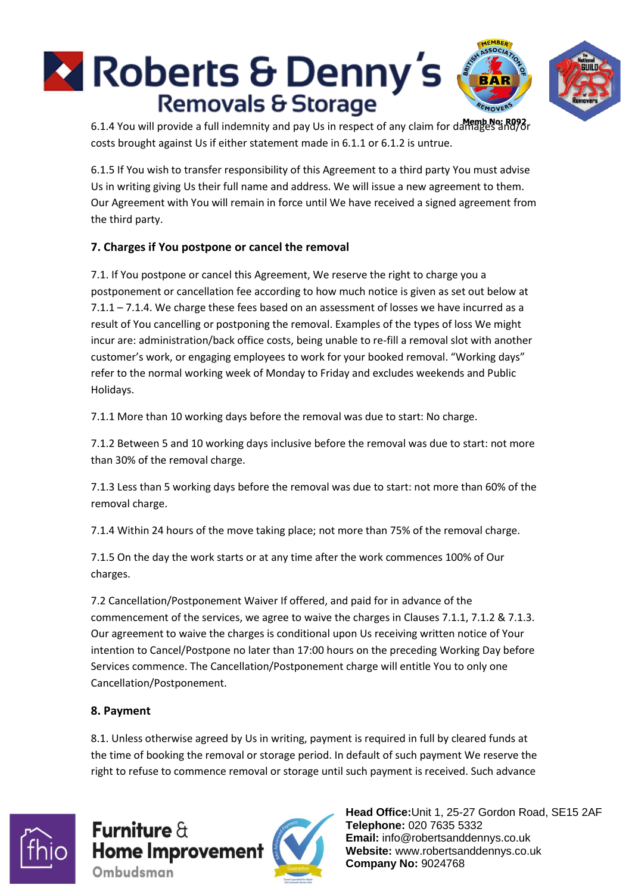6.1.4 You will provide a full indemnity and pay Us in respect of any claim for damages and/or costs brought against Us if either statement made in 6.1.1 or 6.1.2 is untrue.

6.1.5 If You wish to transfer responsibility of this Agreement to a third party You must advise Us in writing giving Us their full name and address. We will issue a new agreement to them. Our Agreement with You will remain in force until We have received a signed agreement from the third party.

**7. Charges if You postpone or cancel the removal**

7.1. If You postpone or cancel this Agreement, We reserve the right to charge you a postponement or cancellation fee according to how much notice is given as set out below at 7.1.1 – 7.1.4. We charge these fees based on an assessment of losses we have incurred as a result of You cancelling or postponing the removal. Examples of the types of loss We might incur are: administration/back office costs, being unable to re-fill a removal slot with another customer's work, or engaging employees to work for your booked removal. "Working days" refer to the normal working week of Monday to Friday and excludes weekends and Public Holidays.

7.1.1 More than 10 working days before the removal was due to start: No charge.

7.1.2 Between 5 and 10 working days inclusive before the removal was due to start: not more than 30% of the removal charge.

7.1.3 Less than 5 working days before the removal was due to start: not more than 60% of the removal charge.

7.1.4 Within 24 hours of the move taking place; not more than 75% of the removal charge.

7.1.5 On the day the work starts or at any time after the work commences 100% of Our charges.

7.2 Cancellation/Postponement Waiver If offered, and paid for in advance of the commencement of the services, we agree to waive the charges in Clauses 7.1.1, 7.1.2 & 7.1.3. Our agreement to waive the charges is conditional upon Us receiving written notice of Your intention to Cancel/Postpone no later than 17:00 hours on the preceding Working Day before Services commence. The Cancellation/Postponement charge will entitle You to only one Cancellation/Postponement.

**8. Payment**

8.1. Unless otherwise agreed by Us in writing, payment is required in full by cleared funds at the time of booking the removal or storage period. In default of such payment We reserve the right to refuse to commence removal or storage until such payment is received. Such advance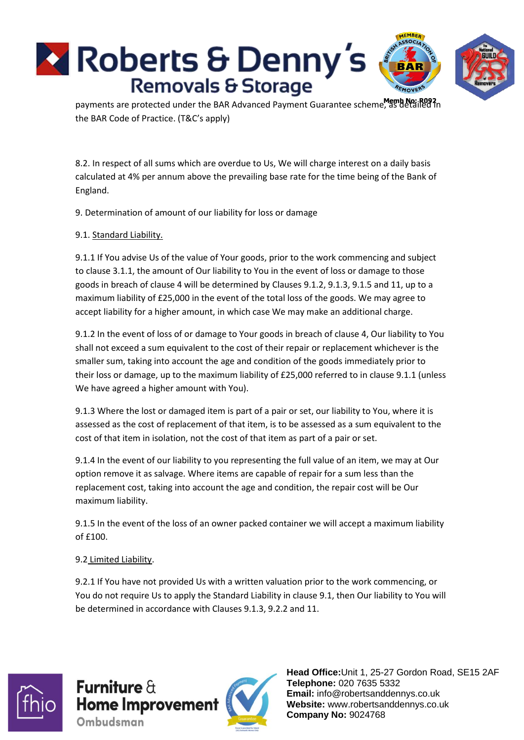payments are protected under the BAR Advanced Payment Guarantee scheme, as detailed in the BAR Code of Practice. (T&C's apply)

8.2. In respect of all sums which are overdue to Us, We will charge interest on a daily basis calculated at 4% per annum above the prevailing base rate for the time being of the Bank of England.

9. Determination of amount of our liability for loss or damage

9.1. Standard Liability.

9.1.1 If You advise Us of the value of Your goods, prior to the work commencing and subject to clause 3.1.1, the amount of Our liability to You in the event of loss or damage to those goods in breach of clause 4 will be determined by Clauses 9.1.2, 9.1.3, 9.1.5 and 11, up to a maximum liability of £25,000 in the event of the total loss of the goods. We may agree to accept liability for a higher amount, in which case We may make an additional charge.

9.1.2 In the event of loss of or damage to Your goods in breach of clause 4, Our liability to You shall not exceed a sum equivalent to the cost of their repair or replacement whichever is the smaller sum, taking into account the age and condition of the goods immediately prior to their loss or damage, up to the maximum liability of £25,000 referred to in clause 9.1.1 (unless We have agreed a higher amount with You).

9.1.3 Where the lost or damaged item is part of a pair or set, our liability to You, where it is assessed as the cost of replacement of that item, is to be assessed as a sum equivalent to the cost of that item in isolation, not the cost of that item as part of a pair or set.

9.1.4 In the event of our liability to you representing the full value of an item, we may at Our option remove it as salvage. Where items are capable of repair for a sum less than the replacement cost, taking into account the age and condition, the repair cost will be Our maximum liability.

9.1.5 In the event of the loss of an owner packed container we will accept a maximum liability of £100.

9.2 Limited Liability.

9.2.1 If You have not provided Us with a written valuation prior to the work commencing, or You do not require Us to apply the Standard Liability in clause 9.1, then Our liability to You will be determined in accordance with Clauses 9.1.3, 9.2.2 and 11.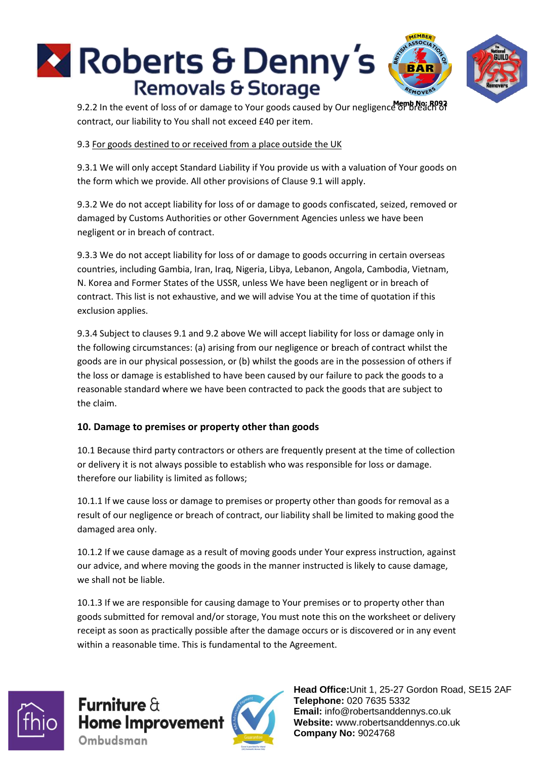9.2.2 In the event of loss of or damage to Your goods caused by Our negligence or breach of contract, our liability to You shall not exceed £40 per item.

9.3 For goods destined to or received from a place outside the UK

9.3.1 We will only accept Standard Liability if You provide us with a valuation of Your goods on the form which we provide. All other provisions of Clause 9.1 will apply.

9.3.2 We do not accept liability for loss of or damage to goods confiscated, seized, removed or damaged by Customs Authorities or other Government Agencies unless we have been negligent or in breach of contract.

9.3.3 We do not accept liability for loss of or damage to goods occurring in certain overseas countries, including Gambia, Iran, Iraq, Nigeria, Libya, Lebanon, Angola, Cambodia, Vietnam, N. Korea and Former States of the USSR, unless We have been negligent or in breach of contract. This list is not exhaustive, and we will advise You at the time of quotation if this exclusion applies.

9.3.4 Subject to clauses 9.1 and 9.2 above We will accept liability for loss or damage only in the following circumstances: (a) arising from our negligence or breach of contract whilst the goods are in our physical possession, or (b) whilst the goods are in the possession of others if the loss or damage is established to have been caused by our failure to pack the goods to a reasonable standard where we have been contracted to pack the goods that are subject to the claim.

**10. Damage to premises or property other than goods**

10.1 Because third party contractors or others are frequently present at the time of collection or delivery it is not always possible to establish who was responsible for loss or damage. therefore our liability is limited as follows;

10.1.1 If we cause loss or damage to premises or property other than goods for removal as a result of our negligence or breach of contract, our liability shall be limited to making good the damaged area only.

10.1.2 If we cause damage as a result of moving goods under Your express instruction, against our advice, and where moving the goods in the manner instructed is likely to cause damage, we shall not be liable.

10.1.3 If we are responsible for causing damage to Your premises or to property other than goods submitted for removal and/or storage, You must note this on the worksheet or delivery receipt as soon as practically possible after the damage occurs or is discovered or in any event within a reasonable time. This is fundamental to the Agreement.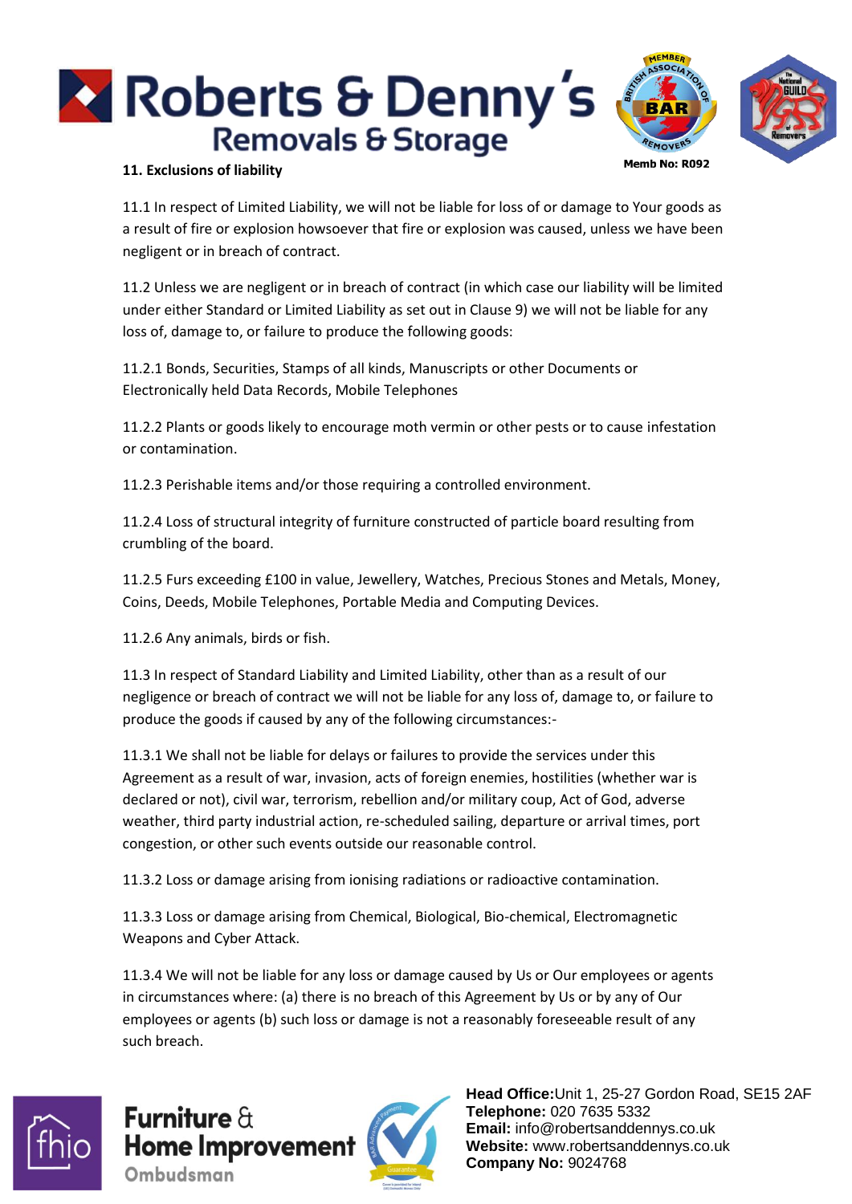## 11. Exclusions of liability

11.1 In respect of Limited Liability, we will not be liable for loss of or damage to Your goods as a result of fire or explosion howsoever that fire or explosion was caused, unless we have been negligent or in breach of contract.

11.2 Unless we are negligent or in breach of contract (in which case our liability will be limited under either Standard or Limited Liability as set out in Clause 9) we will not be liable for any loss of, damage to, or failure to produce the following goods:

11.2.1 Bonds, Securities, Stamps of all kinds, Manuscripts or other Documents or Electronically held Data Records, Mobile Telephones

11.2.2 Plants or goods likely to encourage moth vermin or other pests or to cause infestation or contamination.

11.2.3 Perishable items and/or those requiring a controlled environment.

11.2.4 Loss of structural integrity of furniture constructed of particle board resulting from crumbling of the board.

11.2.5 Furs exceeding £100 in value, Jewellery, Watches, Precious Stones and Metals, Money, Coins, Deeds, Mobile Telephones, Portable Media and Computing Devices.

11.2.6 Any animals, birds or fish.

11.3 In respect of Standard Liability and Limited Liability, other than as a result of our negligence or breach of contract we will not be liable for any loss of, damage to, or failure to produce the goods if caused by any of the following circumstances:-

11.3.1 We shall not be liable for delays or failures to provide the services under this Agreement as a result of war, invasion, acts of foreign enemies, hostilities (whether war is declared or not), civil war, terrorism, rebellion and/or military coup, Act of God, adverse weather, third party industrial action, re-scheduled sailing, departure or arrival times, port congestion, or other such events outside our reasonable control.

11.3.2 Loss or damage arising from ionising radiations or radioactive contamination.

11.3.3 Loss or damage arising from Chemical, Biological, Bio-chemical, Electromagnetic Weapons and Cyber Attack.

11.3.4 We will not be liable for any loss or damage caused by Us or Our employees or agents in circumstances where: (a) there is no breach of this Agreement by Us or by any of Our employees or agents (b) such loss or damage is not a reasonably foreseeable result of any such breach.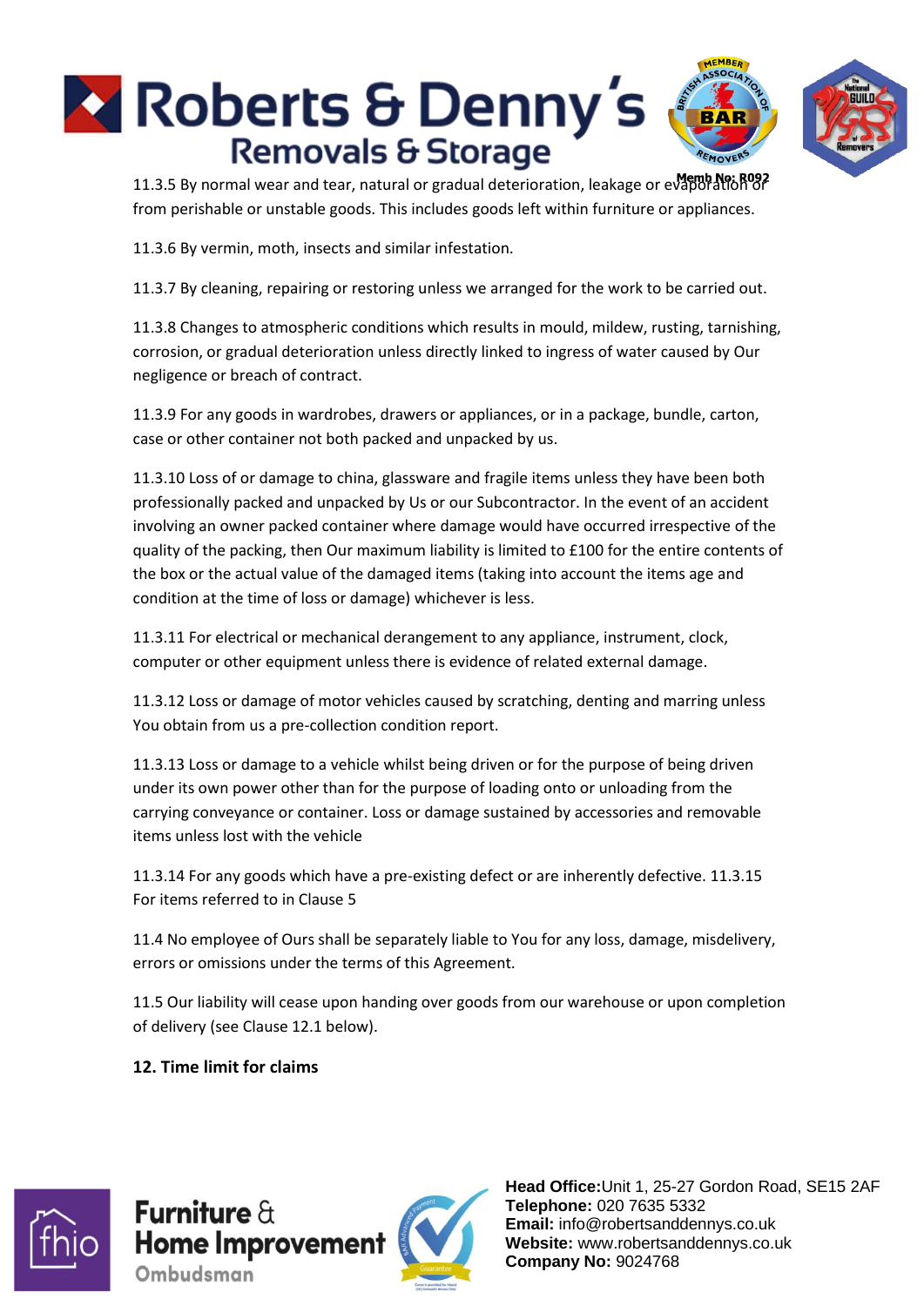11.3.5 By normal wear and tear, natural or gradual deterioration, leakage or evaporation or from perishable or unstable goods. This includes goods left within furniture or appliances.

11.3.6 By vermin, moth, insects and similar infestation.

11.3.7 By cleaning, repairing or restoring unless we arranged for the work to be carried out.

11.3.8 Changes to atmospheric conditions which results in mould, mildew, rusting, tarnishing, corrosion, or gradual deterioration unless directly linked to ingress of water caused by Our negligence or breach of contract.

11.3.9 For any goods in wardrobes, drawers or appliances, or in a package, bundle, carton, case or other container not both packed and unpacked by us.

11.3.10 Loss of or damage to china, glassware and fragile items unless they have been both professionally packed and unpacked by Us or our Subcontractor. In the event of an accident involving an owner packed container where damage would have occurred irrespective of the quality of the packing, then Our maximum liability is limited to £100 for the entire contents of the box or the actual value of the damaged items (taking into account the items age and condition at the time of loss or damage) whichever is less.

11.3.11 For electrical or mechanical derangement to any appliance, instrument, clock, computer or other equipment unless there is evidence of related external damage.

11.3.12 Loss or damage of motor vehicles caused by scratching, denting and marring unless You obtain from us a pre-collection condition report.

11.3.13 Loss or damage to a vehicle whilst being driven or for the purpose of being driven under its own power other than for the purpose of loading onto or unloading from the carrying conveyance or container. Loss or damage sustained by accessories and removable items unless lost with the vehicle

11.3.14 For any goods which have a pre-existing defect or are inherently defective. 11.3.15 For items referred to in Clause 5

11.4 No employee of Ours shall be separately liable to You for any loss, damage, misdelivery, errors or omissions under the terms of this Agreement.

11.5 Our liability will cease upon handing over goods from our warehouse or upon completion of delivery (see Clause 12.1 below).

**12. Time limit for claims**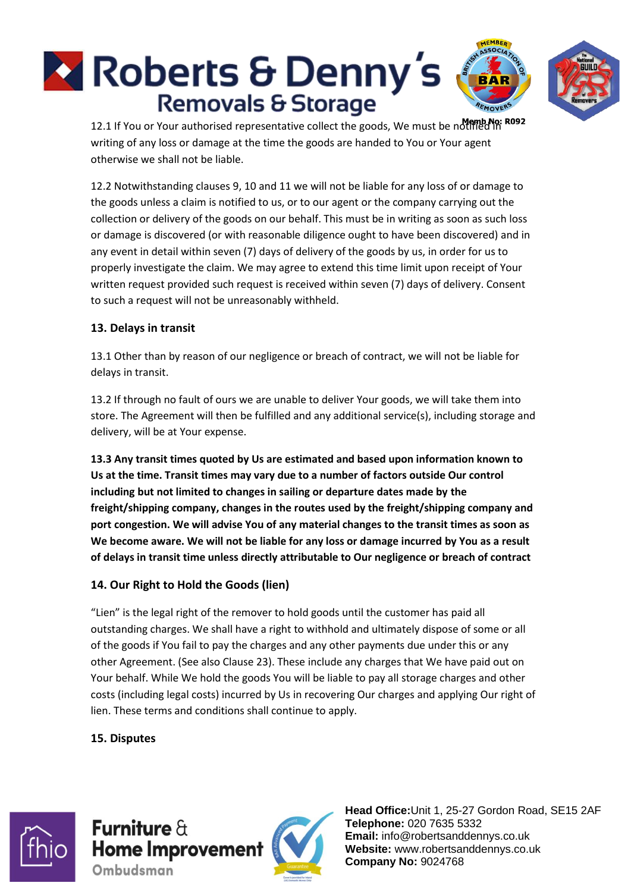12.1 If You or Your authorised representative collect the goods, We must be notified in writing of any loss or damage at the time the goods are handed to You or Your agent otherwise we shall not be liable.

12.2 Notwithstanding clauses 9, 10 and 11 we will not be liable for any loss of or damage to the goods unless a claim is notified to us, or to our agent or the company carrying out the collection or delivery of the goods on our behalf. This must be in writing as soon as such loss or damage is discovered (or with reasonable diligence ought to have been discovered) and in any event in detail within seven (7) days of delivery of the goods by us, in order for us to properly investigate the claim. We may agree to extend this time limit upon receipt of Your written request provided such request is received within seven (7) days of delivery. Consent to such a request will not be unreasonably withheld.

**13. Delays in transit**

13.1 Other than by reason of our negligence or breach of contract, we will not be liable for delays in transit.

13.2 If through no fault of ours we are unable to deliver Your goods, we will take them into store. The Agreement will then be fulfilled and any additional service(s), including storage and delivery, will be at Your expense.

**13.3 Any transit times quoted by Us are estimated and based upon information known to Us at the time. Transit times may vary due to a number of factors outside Our control including but not limited to changes in sailing or departure dates made by the freight/shipping company, changes in the routes used by the freight/shipping company and port congestion. We will advise You of any material changes to the transit times as soon as We become aware. We will not be liable for any loss or damage incurred by You as a result of delays in transit time unless directly attributable to Our negligence or breach of contract**

**14. Our Right to Hold the Goods (lien)**

"Lien" is the legal right of the remover to hold goods until the customer has paid all outstanding charges. We shall have a right to withhold and ultimately dispose of some or all of the goods if You fail to pay the charges and any other payments due under this or any other Agreement. (See also Clause 23). These include any charges that We have paid out on Your behalf. While We hold the goods You will be liable to pay all storage charges and other costs (including legal costs) incurred by Us in recovering Our charges and applying Our right of lien. These terms and conditions shall continue to apply.

**15. Disputes**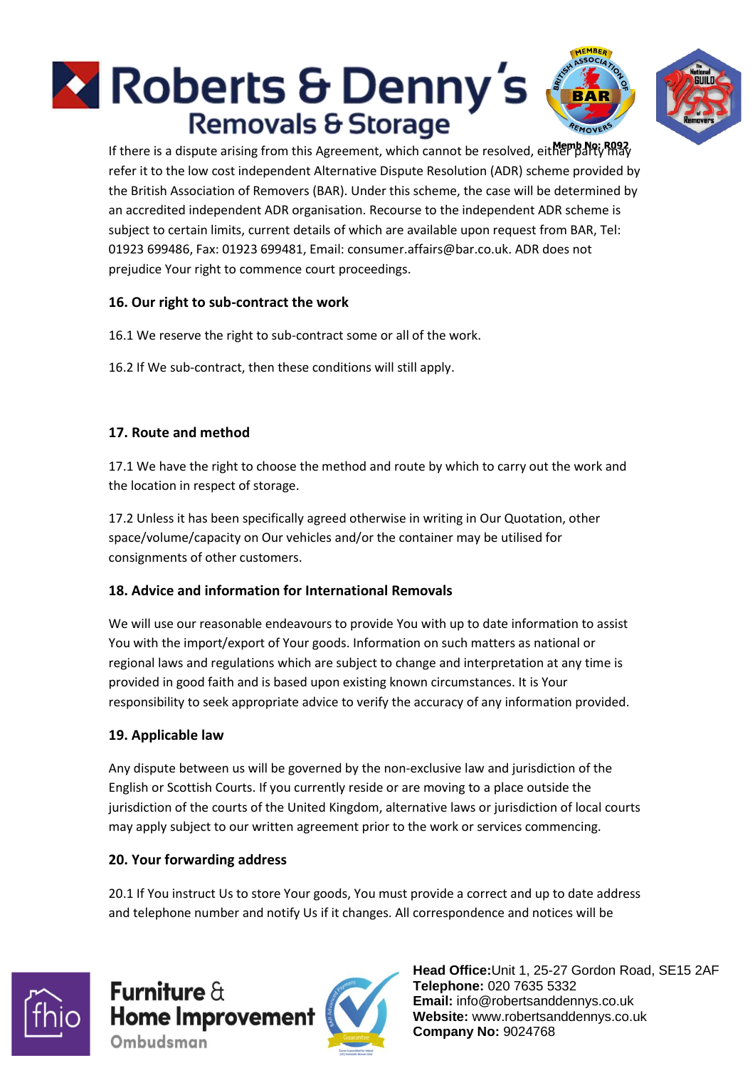If there is a dispute arising from this Agreement, which cannot be resolved, either party may refer it to the low cost independent Alternative Dispute Resolution (ADR) scheme provided by the British Association of Removers (BAR). Under this scheme, the case will be determined by an accredited independent ADR organisation. Recourse to the independent ADR scheme is subject to certain limits, current details of which are available upon request from BAR, Tel: 01923 699486, Fax: 01923 699481, Email: consumer.affairs@bar.co.uk. ADR does not prejudice Your right to commence court proceedings.

## 16. Our right to sub-contract the work

16.1 We reserve the right to sub-contract some or all of the work.

16.2 If We sub-contract, then these conditions will still apply.

## 17. Route and method

17.1 We have the right to choose the method and route by which to carry out the work and the location in respect of storage.

17.2 Unless it has been specifically agreed otherwise in writing in Our Quotation, other space/volume/capacity on Our vehicles and/or the container may be utilised for consignments of other customers.

## 18. Advice and information for International Removals

We will use our reasonable endeavours to provide You with up to date information to assist You with the import/export of Your goods. Information on such matters as national or regional laws and regulations which are subject to change and interpretation at any time is provided in good faith and is based upon existing known circumstances. It is Your responsibility to seek appropriate advice to verify the accuracy of any information provided.

## 19. Applicable law

Any dispute between us will be governed by the non-exclusive law and jurisdiction of the English or Scottish Courts. If you currently reside or are moving to a place outside the jurisdiction of the courts of the United Kingdom, alternative laws or jurisdiction of local courts may apply subject to our written agreement prior to the work or services commencing.

## 20. Your forwarding address

20.1 If You instruct Us to store Your goods, You must provide a correct and up to date address and telephone number and notify Us if it changes. All correspondence and notices will be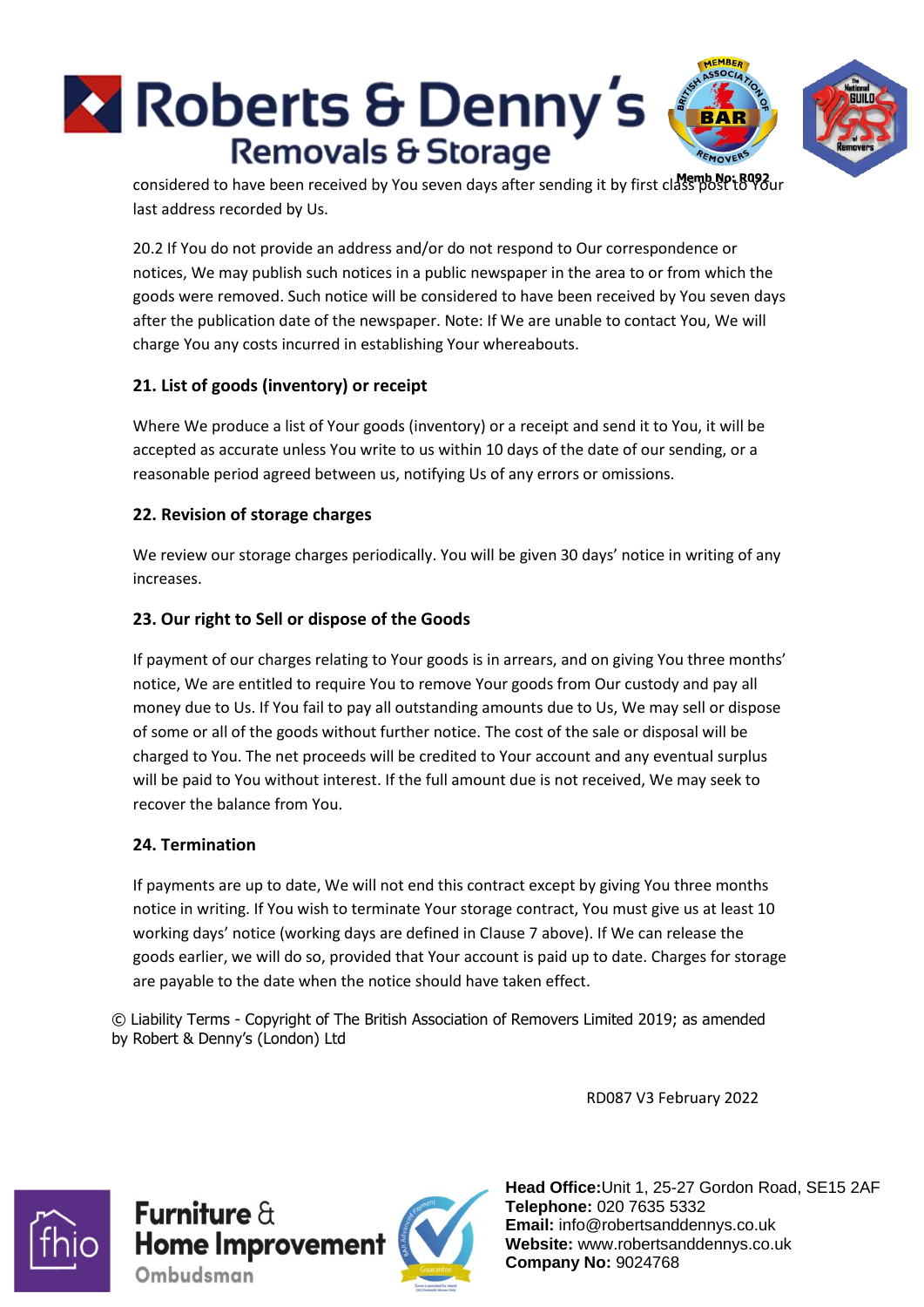considered to have been received by You seven days after sending it by first class post to Your last address recorded by Us.

20.2 If You do not provide an address and/or do not respond to Our correspondence or notices, We may publish such notices in a public newspaper in the area to or from which the goods were removed. Such notice will be considered to have been received by You seven days after the publication date of the newspaper. Note: If We are unable to contact You, We will charge You any costs incurred in establishing Your whereabouts.

### 21. List of goods (inventory) or receipt

Where We produce a list of Your goods (inventory) or a receipt and send it to You, it will be accepted as accurate unless You write to us within 10 days of the date of our sending, or a reasonable period agreed between us, notifying Us of any errors or omissions.

### 22. Revision of storage charges

We review our storage charges periodically. You will be given 30 days' notice in writing of any increases.

### 23. Our right to Sell or dispose of the Goods

If payment of our charges relating to Your goods is in arrears, and on giving You three months' notice, We are entitled to require You to remove Your goods from Our custody and pay all money due to Us. If You fail to pay all outstanding amounts due to Us, We may sell or dispose of some or all of the goods without further notice. The cost of the sale or disposal will be charged to You. The net proceeds will be credited to Your account and any eventual surplus will be paid to You without interest. If the full amount due is not received, We may seek to recover the balance from You.

### 24. Termination

If payments are up to date, We will not end this contract except by giving You three months notice in writing. If You wish to terminate Your storage contract, You must give us at least 10 working days' notice (working days are defined in Clause 7 above). If We can release the goods earlier, we will do so, provided that Your account is paid up to date. Charges for storage are payable to the date when the notice should have taken effect.

© Liability Terms - Copyright of The British Association of Removers Limited 2019; as amended by Robert & Denny's (London) Ltd

RD087 V3 February 2022

**Head Office:** Unit 1, 25-27 Gordon Road, SE15 2AF
**Telephone:** 020 7635 5332
**Email:** info@robertsanddennys.co.uk
**Website:** www.robertsanddennys.co.uk
**Company No:** 9024768